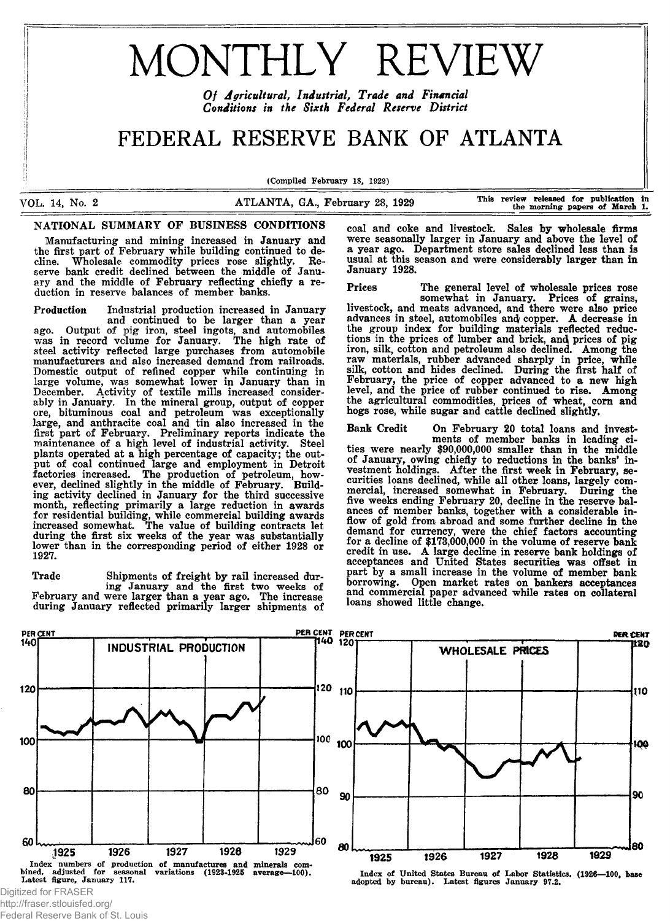# MONTHLY REVIEW

*Of Agricultural, Industrial, Trade and Financial Conditions in the Sixth Federal Reserve District*

# FEDERAL RESERVE BANK OF ATLANTA

(Compiled February 18, 1929)

VOL. 14, No. 2 — ATLANTA, GA., February 28, 1929 — This review released for publication in the morning papers of March 1.

## NATIONAL SUMMARY OF BUSINESS CONDITIONS

Manufacturing and mining increased in January and the first part of February while building continued to decline. Wholesale commodity prices rose slightly. Reserve bank credit declined between the middle of January and the middle of February reflecting chiefly a reduction in reserve balances of member banks.

**Production** Industrial production increased in January and continued to be larger than a year ago. Output of pig iron, steel ingots, and automobiles was in record volume for January. The high rate of steel activity reflected large purchases from automobile manufacturers and also increased demand from railroads. Domestic output of refined copper while continuing in large volume, was somewhat lower in January than in December. Activity of textile mills increased considerably in January. In the mineral group, output of copper ore, bituminous coal and petroleum was exceptionally large, and anthracite coal and tin also increased in the first part of February. Preliminary reports indicate the maintenance of a high level of industrial activity. Steel plants operated at a high percentage of capacity; the output of coal continued large and employment in Detroit factories increased. The production of petroleum, however, declined slightly in the middle of February. Building activity declined in January for the third successive month, reflecting primarily a large reduction in awards for residential building, while commercial building awards increased somewhat. The value of building contracts let during the first six weeks of the year was substantially lower than in the corresponding period of either 1928 or 1927.

**Trade** Shipments of freight by rail increased during January and the first two weeks of February and were larger than a year ago. The increase during January reflected primarily larger shipments of coal and coke and livestock. Sales by wholesale firms were seasonally larger in January and above the level of a year ago. Department store sales declined less than is usual at this season and were considerably larger than in January 1928.

**Prices** The general level of wholesale prices rose somewhat in January. Prices of grains, livestock, and meats advanced, and there were also price advances in steel, automobiles and copper. A decrease in the group index for building materials reflected reductions in the prices of lumber and brick, and prices of pig iron, silk, cotton and petroleum also declined. Among the raw materials, rubber advanced sharply in price, while silk, cotton and hides declined. During the first half of February, the price of copper advanced to a new high level, and the price of rubber continued to rise. Among the agricultural commodities, prices of wheat, corn and hogs rose, while sugar and cattle declined slightly.

**Bank Credit** On February 20 total loans and investments of member banks in leading cities were nearly $90,000,000 smaller than in the middle of January, owing chiefly to reductions in the banks' investment holdings. After the first week in February, securities loans declined, while all other loans, largely commercial, increased somewhat in February. During the five weeks ending February 20, decline in the reserve balances of member banks, together with a considerable inflow of gold from abroad and some further decline in the demand for currency, were the chief factors accounting for a decline of $173,000,000 in the volume of reserve bank credit in use. A large decline in reserve bank holdings of acceptances and United States securities was offset in part by a small increase in the volume of member bank borrowing. Open market rates on bankers acceptances and commercial paper advanced while rates on collateral loans showed little change.

INDUSTRIAL PRODUCTION

Index numbers of production of manufactures and minerals combined, adjusted for seasonal variations (1923-1925 average—100). Latest figure, January 117.

WHOLESALE PRICES

Index of United States Bureau of Labor Statistics. (1926—100, base adopted by bureau). Latest figures January 97.2.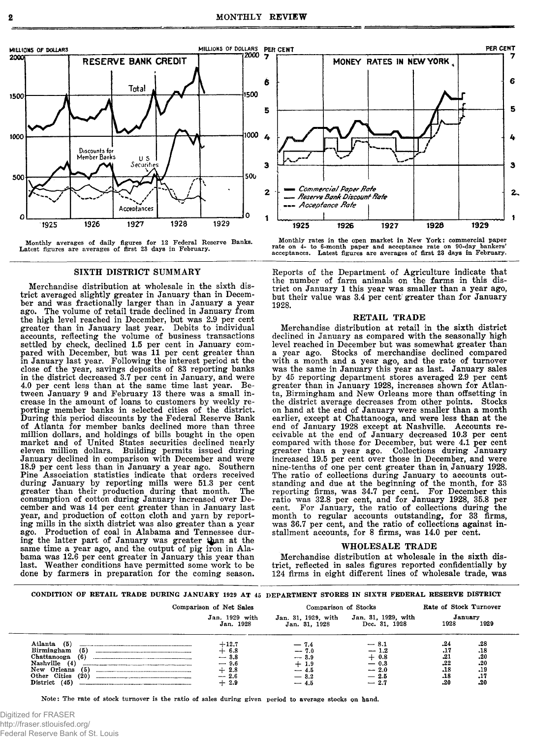Monthly averages of daily figures for 12 Federal Reserve Banks. Latest figures are averages of first 23 days in February.

Monthly rates in the open market in New York: commercial paper rate on 4- to 6-month paper and acceptance rate on 90-day bankers' acceptances. Latest figures are averages of first 23 days in February.

## SIXTH DISTRICT SUMMARY

Merchandise distribution at wholesale in the sixth district averaged slightly greater in January than in December and was fractionally larger than in January a year ago. The volume of retail trade declined in January from the high level reached in December, but was 2.9 per cent greater than in January last year. Debits to individual accounts, reflecting the volume of business transactions settled by check, declined 1.5 per cent in January compared with December, but was 11 per cent greater than in January last year. Following the interest period at the close of the year, savings deposits of 83 reporting banks in the district decreased 3.7 per cent in January, and were 4.0 per cent less than at the same time last year. Between January 9 and February 13 there was a small increase in the amount of loans to customers by weekly reporting member banks in selected cities of the district. During this period discounts by the Federal Reserve Bank of Atlanta for member banks declined more than three million dollars, and holdings of bills bought in the open market and of United States securities declined nearly eleven million dollars. Building permits issued during January declined in comparison with December and were 18.9 per cent less than in January a year ago. Southern Pine Association statistics indicate that orders received during January by reporting mills were 51.3 per cent greater than their production during that month. The consumption of cotton during January increased over December and was 14 per cent greater than in January last year, and production of cotton cloth and yarn by reporting mills in the sixth district was also greater than a year ago. Production of coal in Alabama and Tennessee during the latter part of January was greater than at the same time a year ago, and the output of pig iron in Alabama was 12.6 per cent greater in January this year than last. Weather conditions have permitted some work to be done by farmers in preparation for the coming season. Reports of the Department of Agriculture indicate that the number of farm animals on the farms in this district on January 1 this year was smaller than a year ago, but their value was 3.4 per cent greater than for January 1928.

## RETAIL TRADE

Merchandise distribution at retail in the sixth district declined in January as compared with the seasonally high level reached in December but was somewhat greater than a year ago. Stocks of merchandise declined compared with a month and a year ago, and the rate of turnover was the same in January this year as last. January sales by 45 reporting department stores averaged 2.9 per cent greater than in January 1928, increases shown for Atlanta, Birmingham and New Orleans more than offsetting in the district average decreases from other points. Stocks on hand at the end of January were smaller than a month earlier, except at Chattanooga, and were less than at the end of January 1928 except at Nashville. Accounts receivable at the end of January decreased 10.3 per cent compared with those for December, but were 4.1 per cent greater than a year ago. Collections during January increased 19.5 per cent over those in December, and were nine-tenths of one per cent greater than in January 1928. The ratio of collections during January to accounts outstanding and due at the beginning of the month, for 33 reporting firms, was 34.7 per cent. For December this ratio was 32.8 per cent, and for January 1928, 35.8 per cent. For January, the ratio of collections during the month to regular accounts outstanding, for 33 firms, was 36.7 per cent, and the ratio of collections against installment accounts, for 8 firms, was 14.0 per cent.

## WHOLESALE TRADE

Merchandise distribution at wholesale in the sixth district, reflected in sales figures reported confidentially by 124 firms in eight different lines of wholesale trade, was

**CONDITION OF RETAIL TRADE DURING JANUARY 1929 AT 45 DEPARTMENT STORES IN SIXTH FEDERAL RESERVE DISTRICT**

| | Comparison of Net Sales | Comparison of Stocks | | Rate of Stock Turnover | |
|---|---|---|---|---|---|
| | Jan. 1929 with Jan. 1928 | Jan. 31, 1929, with Jan. 31, 1928 | Jan. 31, 1929, with Dec. 31, 1928 | January 1928 | January 1929 |
| Atlanta (5) | +12.7 | — 7.4 | — 8.1 | .24 | .28 |
| Birmingham (5) | + 6.8 | — 7.0 | — 1.2 | .17 | .18 |
| Chattanooga (6) | — 3.8 | — 3.9 | + 0.8 | .21 | .20 |
| Nashville (4) | — 9.6 | + 1.9 | — 0.3 | .22 | .20 |
| New Orleans (5) | + 2.8 | — 4.5 | — 2.0 | .18 | .19 |
| Other Cities (20) | — 2.6 | — 8.2 | — 2.5 | .18 | .17 |
| District (45) | + 2.9 | — 4.5 | — 2.7 | .20 | .20 |

Note: The rate of stock turnover is the ratio of sales during given period to average stocks on hand.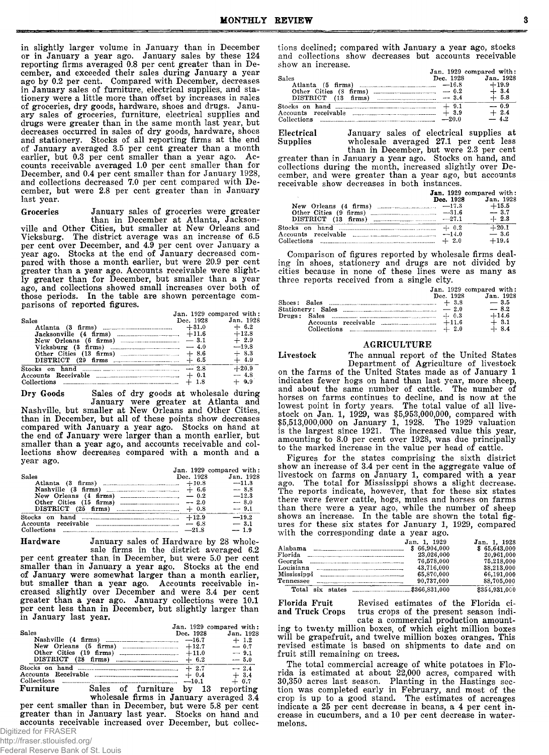in slightly larger volume in January than in December or in January a year ago. January sales by these 124 reporting firms averaged 0.8 per cent greater than in December, and exceeded their sales during January a year ago by 0.2 per cent. Compared with December, decreases in January sales of furniture, electrical supplies, and stationery were a little more than offset by increases in sales of groceries, dry goods, hardware, shoes and drugs. January sales of groceries, furniture, electrical supplies and drugs were greater than in the same month last year, but decreases occurred in sales of dry goods, hardware, shoes and stationery. Stocks of all reporting firms at the end of January averaged 3.5 per cent greater than a month earlier, but 0.3 per cent smaller than a year ago. Accounts receivable averaged 1.0 per cent smaller than for December, and 0.4 per cent smaller than for January 1928, and collections decreased 7.0 per cent compared with December, but were 2.8 per cent greater than in January last year.

**Groceries** January sales of groceries were greater than in December at Atlanta, Jacksonville and Other Cities, but smaller at New Orleans and Vicksburg. The district average was an increase of 6.5 per cent over December, and 4.9 per cent over January a year ago. Stocks at the end of January decreased compared with those a month earlier, but were 20.9 per cent greater than a year ago. Accounts receivable were slightly greater than for December, but smaller than a year ago, and collections showed small increases over both of those periods. In the table are shown percentage comparisons of reported figures.

| | Jan. 1929 compared with: | |
|---|---|---|
| Sales | Dec. 1928 | Jan. 1928 |
| Atlanta (3 firms) | +31.0 | + 6.2 |
| Jacksonville (4 firms) | +11.6 | +12.8 |
| New Orleans (6 firms) | — 3.1 | + 2.9 |
| Vicksburg (3 firms) | — 4.0 | —19.8 |
| Other Cities (13 firms) | + 8.6 | + 8.3 |
| DISTRICT (29 firms | + 6.5 | + 4.9 |
| Stocks on hand | — 2.8 | +20.9 |
| Accounts Receivable | + 0.1 | — 4.8 |
| Collections | + 1.8 | + 0.9 |

**Dry Goods** Sales of dry goods at wholesale during January were greater at Atlanta and Nashville, but smaller at New Orleans and Other Cities, than in December, but all of these points show decreases compared with January a year ago. Stocks on hand at the end of January were larger than a month earlier, but smaller than a year ago, and accounts receivable and collections show decreases compared with a month and a year ago.

| | Jan. 1929 compared with: | |
|---|---|---|
| Sales | Dec. 1928 | Jan. 1928 |
| Atlanta (3 firms) | +10.8 | —11.3 |
| Nashville (3 firms) | + 6.6 | — 8.8 |
| New Orleans (4 firms) | — 0.2 | —12.3 |
| Other Cities (15 firms) | — 2.0 | — 8.0 |
| DISTRICT (25 firms) | + 0.8 | — 9.1 |
| Stocks on hand | +12.9 | —19.2 |
| Accounts receivable | — 6.8 | — 3.1 |
| Collections | —21.8 | — 1.9 |

**Hardware** January sales of Hardware by 28 wholesale firms in the district averaged 6.2 per cent greater than in December, but were 5.0 per cent smaller than in January a year ago. Stocks at the end of January were somewhat larger than a month earlier, but smaller than a year ago. Accounts receivable increased slightly over December and were 3.4 per cent greater than a year ago. January collections were 10.1 per cent less than in December, but slightly larger than in January last year.

| | Jan. 1929 compared with: | |
|---|---|---|
| Sales | Dec. 1928 | Jan. 1928 |
| Nashville (4 firms) | —16.7 | + 1.2 |
| New Orleans (5 firms) | +12.7 | — 0.7 |
| Other Cities (19 firms) | +11.0 | — 9.1 |
| DISTRICT (28 firms) | + 6.2 | — 5.0 |
| Stocks on hand | + 2.7 | — 2.4 |
| Accounts Receivable | + 0.4 | + 3.4 |
| Collections | —10.1 | + 0.7 |

**Furniture** Sales of furniture by 13 reporting wholesale firms in January averaged 3.4 per cent smaller than in December, but were 5.8 per cent greater than in January last year. Stocks on hand and accounts receivable increased over December, but collections declined; compared with January a year ago, stocks and collections show decreases but accounts receivable show an increase.

| | Jan. 1929 compared with: | |
|---|---|---|
| Sales | Dec. 1928 | Jan. 1928 |
| Atlanta (5 firms) | —16.8 | +19.9 |
| Other Cities (8 firms) | — 0.2 | + 3.4 |
| DISTRICT (13 firms) | — 3.4 | + 5.8 |
| Stocks on hand | + 9.1 | — 0.9 |
| Accounts receivable | + 3.9 | + 2.4 |
| Collections | —20.0 | — 4.2 |

**Electrical Supplies** January sales of electrical supplies at wholesale averaged 27.1 per cent less than in December, but were 2.3 per cent greater than in January a year ago. Stocks on hand, and collections during the month, increased slightly over December, and were greater than a year ago, but accounts receivable show decreases in both instances.

| | Jan. 1929 compared with: | |
|---|---|---|
| | Dec. 1928 | Jan. 1928 |
| New Orleans (4 firms) | —17.3 | +15.5 |
| Other Cities (9 firms) | —31.6 | — 3.7 |
| DISTRICT (13 firms) | —27.1 | + 2.3 |
| Stocks on hand | + 0.2 | +20.1 |
| Accounts receivable | —14.0 | — 3.6 |
| Collections | + 2.0 | +19.4 |

Comparison of figures reported by wholesale firms dealing in shoes, stationery and drugs are not divided by cities because in none of these lines were as many as three reports received from a single city.

| | Jan. 1929 compared with: | |
|---|---|---|
| | Dec. 1928 | Jan. 1928 |
| Shoes: Sales | + 3.8 | — 3.5 |
| Stationery: Sales | — 2.0 | — 8.2 |
| Drugs: Sales | + 0.3 | +14.6 |
| Accounts receivable | +11.6 | + 3.1 |
| Collections | + 2.0 | + 8.4 |

## AGRICULTURE

**Livestock** The annual report of the United States Department of Agriculture of livestock on the farms of the United States made as of January 1 indicates fewer hogs on hand than last year, more sheep, and about the same number of cattle. The number of horses on farms continues to decline, and is now at the lowest point in forty years. The total value of all livestock on Jan. 1, 1929, was $5,953,000,000, compared with $5,513,000,000 on January 1, 1928. The 1929 valuation is the largest since 1921. The increased value this year, amounting to 8.0 per cent over 1928, was due principally to the marked increase in the value per head of cattle.

Figures for the states comprising the sixth district show an increase of 3.4 per cent in the aggregate value of livestock on farms on January 1, compared with a year ago. The total for Mississippi shows a slight decrease. The reports indicate, however, that for these six states there were fewer cattle, hogs, mules and horses on farms than there were a year ago, while the number of sheep shows an increase. In the table are shown the total figures for these six states for January 1, 1929, compared with the corresponding date a year ago.

| | Jan. 1, 1929 | Jan. 1, 1928 |
|---|---|---|
| Alabama | $ 66,904,000 | $ 65,643,000 |
| Florida | 23,026,000 | 20,961,000 |
| Georgia | 76,578,000 | 75,218,000 |
| Louisiana | 43,716,000 | 38,213,000 |
| Mississippi | 65,870,000 | 66,191,000 |
| Tennessee | 90,737,000 | 88,705,000 |
| Total six states | $366,831,000 | $354,931,000 |

**Florida Fruit and Truck Crops** Revised estimates of the Florida citrus crops of the present season indicate a commercial production amounting to twenty million boxes, of which eight million boxes will be grapefruit, and twelve million boxes oranges. This revised estimate is based on shipments to date and on fruit still remaining on trees.

The total commercial acreage of white potatoes in Florida is estimated at about 22,000 acres, compared with 30,350 acres last season. Planting in the Hastings section was completed early in February, and most of the crop is up to a good stand. The estimates of acreages indicate a 25 per cent decrease in beans, a 4 per cent increase in cucumbers, and a 10 per cent decrease in watermelons.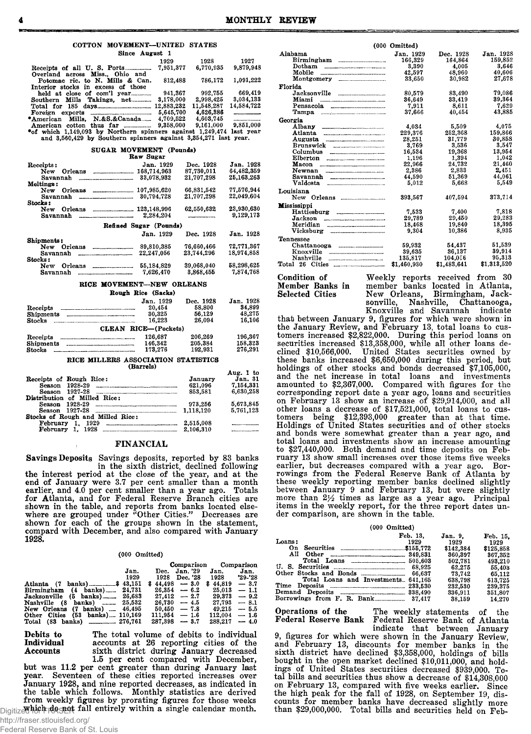## COTTON MOVEMENT—UNITED STATES

Since August 1

| | 1929 | 1928 | 1927 |
|---|---|---|---|
| Receipts of all U. S. Ports | 7,951,377 | 6,770,935 | 9,879,948 |
| Overland across Miss., Ohio and Potomac ric. to N. Mills & Can. | 812,488 | 786,172 | 1,091,222 |
| Interior stocks in excess of those held at close of com'l year | 941,367 | 992,755 | 669,419 |
| Southern Mills Takings, net | 3,178,000 | 2,998,425 | 3,034,133 |
| Total for 185 days | 12,883,232 | 11,548,287 | 14,584,722 |
| Foreign exports | 5,645,700 | 4,626,386 | |
| *American Mills, N.&S.&Canada | 4,709,522 | 4,603,745 | |
| American cotton thus far | 9,358,000 | 9,161,000 | 9,351,000 |

*of which 1,149,093 by Northern spinners against 1,249,474 last year and 3,560,429 by Southern spinners against 3,354,271 last year.

## SUGAR MOVEMENT (Pounds)

Raw Sugar

| | Jan. 1929 | Dec. 1928 | Jan. 1928 |
|---|---|---|---|
| **Receipts:** | | | |
| New Orleans | 163,714,963 | 87,730,011 | 64,482,359 |
| Savannah | 33,078,932 | 21,707,298 | 25,163,263 |
| **Meltings:** | | | |
| New Orleans | 107,985,620 | 66,831,542 | 77,576,944 |
| Savannah | 30,794,728 | 21,707,298 | 22,049,604 |
| **Stocks:** | | | |
| New Orleans | 123,148,996 | 62,550,632 | 23,930,630 |
| Savannah | 2,284,204 | | 9,129,173 |

Refined Sugar (Pounds)

| | Jan. 1929 | Dec. 1928 | Jan. 1928 |
|---|---|---|---|
| **Shipments:** | | | |
| New Orleans | 89,810,385 | 76,660,466 | 72,771,367 |
| Savannah | 22,247,056 | 23,744,296 | 18,974,858 |
| **Stocks:** | | | |
| New Orleans | 55,184,829 | 39,068,040 | 58,298,625 |
| Savannah | 7,626,470 | 3,868,455 | 7,874,768 |

## RICE MOVEMENT—NEW ORLEANS

Rough Rice (Sacks)

| | Jan. 1929 | Dec. 1928 | Jan. 1928 |
|---|---|---|---|
| Receipts | 20,454 | 58,800 | 34,899 |
| Shipments | 30,325 | 56,129 | 48,275 |
| Stocks | 16,223 | 26,094 | 16,106 |

CLEAN RICE—(Pockets)

| | Jan. 1929 | Dec. 1928 | Jan. 1928 |
|---|---|---|---|
| Receipts | 126,687 | 206,269 | 196,367 |
| Shipments | 146,342 | 205,384 | 158,323 |
| Stocks | 173,276 | 192,931 | 276,291 |

## RICE MILLERS ASSOCIATION STATISTICS

(Barrels)

| | January | Aug. 1 to Jan. 31 |
|---|---|---|
| **Receipts of Rough Rice:** | | |
| Season 1928-29 | 621,096 | 7,154,331 |
| Season 1927-28 | 853,581 | 6,630,258 |
| **Distribution of Milled Rice:** | | |
| Season 1928-29 | 973,256 | 5,673,845 |
| Season 1927-28 | 1,118,120 | 5,761,123 |
| **Stocks of Rough and Milled Rice:** | | |
| February 1, 1929 | 2,515,008 | |
| February 1, 1928 | 2,106,310 | |

## FINANCIAL

**Savings Deposits** Savings deposits, reported by 83 banks in the sixth district, declined following the interest period at the close of the year, and at the end of January were 3.7 per cent smaller than a month earlier, and 4.0 per cent smaller than a year ago. Totals for Atlanta, and for Federal Reserve Branch cities are shown in the table, and reports from banks located elsewhere are grouped under "Other Cities." Decreases are shown for each of the groups shown in the statement, compard with December, and also compared with January 1928.

(000 Omitted)

| | Jan. 1929 | Dec. 1928 | Comparison Jan. '29 Dec. '28 | Jan. 1928 | Comparison Jan. '29-'28 |
|---|---|---|---|---|---|
| Atlanta (7 banks) | $ 43,151 | $ 44,498 | — 3.0 | $ 44,819 | — 3.7 |
| Birmingham (4 banks) | 24,731 | 26,354 | — 6.2 | 25,013 | — 1.1 |
| Jacksonville (5 banks) | 26,683 | 27,412 | — 2.7 | 29,373 | — 9.2 |
| Nashville (8 banks) | 25,532 | 26,730 | — 4.5 | 27,793 | — 8.1 |
| New Orleans (7 banks) | 46,495 | 50,450 | — 7.8 | 49,215 | — 5.5 |
| Other Cities (53 banks) | 110,169 | 111,954 | — 1.6 | 112,004 | — 1.6 |
| Total (83 banks) | 276,761 | 287,398 | — 3.7 | 288,217 | — 4.0 |

**Debits to Individual Accounts** The total volume of debits to individual accounts at 26 reporting cities of the sixth district during January decreased 1.5 per cent compared with December, but was 11.2 per cent greater than during January last year. Seventeen of these cities reported increases over January 1928, and nine reported decreases, as indicated in the table which follows. Monthly statistics are derived from weekly figures by prorating figures for those weeks which do not fall entirely within a single calendar month.

(000 Omitted)

| | Jan. 1929 | Dec. 1928 | Jan. 1928 |
|---|---|---|---|
| **Alabama** | | | |
| Birmingham | 166,329 | 164,864 | 159,852 |
| Dothan | 3,390 | 4,005 | 3,646 |
| Mobile | 42,597 | 48,960 | 40,606 |
| Montgomery | 33,650 | 30,982 | 27,678 |
| **Florida** | | | |
| Jacksonville | 80,579 | 83,490 | 79,086 |
| Miami | 36,649 | 33,419 | 39,364 |
| Pensacola | 7,911 | 8,611 | 7,629 |
| Tampa | 37,666 | 40,454 | 43,885 |
| **Georgia** | | | |
| Albany | 4,034 | 5,509 | 4,075 |
| Atlanta | 229,376 | 252,368 | 159,866 |
| Augusta | 28,251 | 31,779 | 30,858 |
| Brunswick | 3,769 | 3,536 | 3,547 |
| Columbus | 16,534 | 19,368 | 13,954 |
| Elberton | 1,196 | 1,394 | 1,042 |
| Macon | 22,966 | 24,732 | 21,460 |
| Newnan | 2,366 | 2,833 | 2,451 |
| Savannah | 44,590 | 51,369 | 44,061 |
| Valdosta | 5,012 | 5,668 | 5,549 |
| **Louisiana** | | | |
| New Orleans | 393,567 | 407,594 | 373,714 |
| **Mississippi** | | | |
| Hattiesburg | 7,533 | 7,400 | 7,818 |
| Jackson | 29,789 | 29,450 | 29,283 |
| Meridian | 18,468 | 19,840 | 18,395 |
| Vicksburg | 9,304 | 10,386 | 8,935 |
| **Tennessee** | | | |
| Chattanooga | 59,932 | 54,437 | 51,539 |
| Knoxville | 39,635 | 36,137 | 39,914 |
| Nashville | 135,817 | 104,056 | 95,313 |
| Total 26 Cities | $1,460,930 | $1,483,641 | $1,313,520 |

**Condition of Member Banks in Selected Cities** Weekly reports received from 30 member banks located in Atlanta, New Orleans, Birmingham, Jacksonville, Nashville, Chattanooga, Knoxville and Savannah indicate that between January 9, figures for which were shown in the January Review, and February 13, total loans to customers increased $2,822,000. During this period loans on securities increased $13,358,000, while all other loans declined $10,566,000. United States securities owned by these banks increased $6,650,000 during this period, but holdings of other stocks and bonds decreased $7,105,000, and the net increase in total loans and investments amounted to $2,367,000. Compared with figures for the corresponding report date a year ago, loans and securities on February 13 show an increase of $29,914,000, and all other loans a decrease of $17,521,000, total loans to customers being $12,393,000 greater than at that time. Holdings of United States securities and of other stocks and bonds were somewhat greater than a year ago, and total loans and investments show an increase amounting to $27,440,000. Both demand and time deposits on February 13 show small increases over those items five weeks earlier, but decreases compared with a year ago. Borrowings from the Federal Reserve Bank of Atlanta by these weekly reporting member banks declined slightly between January 9 and February 13, but were slightly more than 2½ times as large as a year ago. Principal items in the weekly report, for the three report dates under comparison, are shown in the table.

(000 Omitted)

| | Feb. 13, 1929 | Jan. 9, 1929 | Feb. 15, 1929 |
|---|---|---|---|
| **Loans:** | | | |
| On Securities | $155,772 | $142,384 | $125,858 |
| All Other | 349,831 | 360,397 | 367,352 |
| Total Loans | 505,603 | 502,781 | 493,210 |
| U. S. Securities | 68,925 | 62,275 | 55,403 |
| Other Stocks and Bonds | 66,637 | 73,742 | 65,112 |
| Total Loans and Investments | 641,165 | 638,798 | 613,725 |
| Time Deposits | 233,530 | 232,530 | 239,375 |
| Demand Deposits | 338,490 | 336,911 | 351,807 |
| Borrowings from F. R. Bank | 37,417 | 38,159 | 14,270 |

**Operations of the Federal Reserve Bank** The weekly statements of the Federal Reserve Bank of Atlanta indicate that between January 9, figures for which were shown in the January Review, and February 13, discounts for member banks in the sixth district have declined $3,358,000, holdings of bills bought in the open market declined $10,011,000, and holdings of United States securities decreased $939,000. Total bills and securities thus show a decrease of $14,308,000 on February 13, compared with five weeks earlier. Since the high peak for the fall of 1928, on September 19, discounts for member banks have decreased slightly more than $29,000,000. Total bills and securities held on Feb-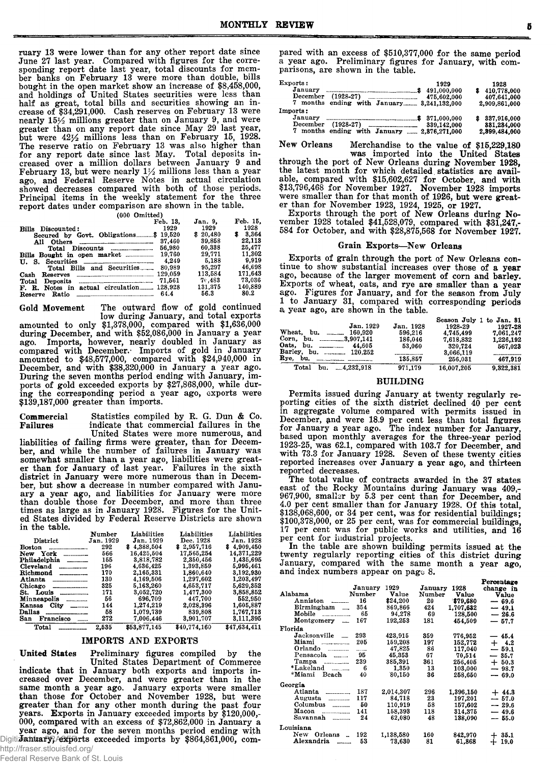ruary 13 were lower than for any other report date since June 27 last year. Compared with figures for the corresponding report date last year, total discounts for member banks on February 13 were more than double, bills bought in the open market show an increase of $8,458,000, and holdings of United States securities were less than half as great, total bills and securities showing an increase of $34,291,000. Cash reserves on February 13 were nearly 15½ millions greater than on January 9, and were greater than on any report date since May 29 last year, but were 42½ millions less than on February 15, 1928. The reserve ratio on February 13 was also higher than for any report date since last May. Total deposits increased over a million dollars between January 9 and February 13, but were nearly 1½ millions less than a year ago, and Federal Reserve Notes in actual circulation showed decreases compared with both of those periods. Principal items in the weekly statement for the three report dates under comparison are shown in the table.

(000 Omitted)

| | Feb. 13, 1929 | Jan. 9, 1929 | Feb. 15, 1928 |
|---|---|---|---|
| Bills Discounted: | | | |
| Secured by Govt. Obligations | $ 19,520 | $ 20,480 | $ 3,364 |
| All Others | 37,460 | 39,858 | 22,113 |
| Total Discounts | 56,980 | 60,338 | 25,477 |
| Bills Bought in open market | 19,760 | 29,771 | 11,302 |
| U. S. Securities | 4,249 | 5,188 | 9,919 |
| Total Bills and Securities | 80,989 | 95,297 | 46,698 |
| Cash Reserves | 129,059 | 113,584 | 171,643 |
| Total Deposits | 71,561 | 70,483 | 73,036 |
| F. R. Notes in actual circulation | 128,928 | 131,375 | 140,889 |
| Reserve Ratio | 64.4 | 56.3 | 80.2 |

**Gold Movement** The outward flow of gold continued low during January, and total exports amounted to only $1,378,000, compared with $1,636,000 during December, and with $52,086,000 in January a year ago. Imports, however, nearly doubled in January as compared with December. Imports of gold in January amounted to $48,577,000, compared with $24,940,000 in December, and with $38,320,000 in January a year ago. During the seven months period ending with January, imports of gold exceeded exports by $27,868,000, while during the corresponding period a year ago, exports were $139,187,000 greater than imports.

**Commercial Failures** Statistics compiled by R. G. Dun & Co. indicate that commercial failures in the United States were more numerous, and liabilities of failing firms were greater, than for December, and while the number of failures in January was somewhat smaller than a year ago, liabilities were greater than for January of last year. Failures in the sixth district in January were more numerous than in December, but show a decrease in number compared with January a year ago, and liabilities for January were more than double those for December, and more than three times as large as in January 1928. Figures for the United States divided by Federal Reserve Districts are shown in the table.

| District | Number Jan. 1929 | Liabilities Jan. 1929 | Liabilities Dec. 1928 | Liabilities Jan. 1928 |
|---|---|---|---|---|
| Boston | 292 | $ 4,388,504 | $ 2,957,716 | $ 4,909,450 |
| New York | 566 | 16,425,604 | 17,565,254 | 14,371,229 |
| Philadelphia | 155 | 3,818,782 | 2,350,456 | 1,435,695 |
| Cleveland | 196 | 4,636,425 | 1,393,859 | 5,995,461 |
| Richmond | 170 | 2,165,331 | 1,860,640 | 3,192,930 |
| Atlanta | 130 | 4,169,506 | 1,297,602 | 1,203,497 |
| Chicago | 325 | 5,163,260 | 4,653,717 | 5,629,352 |
| St. Louis | 171 | 3,052,720 | 1,477,300 | 3,858,852 |
| Minneapolis | 56 | 696,709 | 447,700 | 552,950 |
| Kansas City | 144 | 1,274,219 | 2,028,396 | 1,605,887 |
| Dallas | 58 | 1,079,739 | 839,808 | 1,767,713 |
| San Francisco | 272 | 7,006,446 | 3,901,707 | 3,111,395 |
| Total | 2,535 | $53,877,145 | $40,774,160 | $47,634,411 |

## IMPORTS AND EXPORTS

**United States** Preliminary figures compiled by the United States Department of Commerce indicate that in January both exports and imports increased over December, and were greater than in the same month a year ago. January exports were smaller than those for October and November 1928, but were greater than for any other month during the past four years. Exports in January exceeded imports by $120,000,000, compared with an excess of $72,862,000 in January a year ago, and for the seven months period ending with January, exports exceeded imports by $864,861,000, compared with an excess of $510,377,000 for the same period a year ago. Preliminary figures for January, with comparisons, are shown in the table.

| | 1929 | 1928 |
|---|---|---|
| Exports: | | |
| January | $ 491,000,000 | $ 410,778,000 |
| December (1928-27) | 475,602,000 | 407,641,000 |
| 7 months ending with January | 3,241,132,000 | 2,909,861,000 |
| Imports: | | |
| January | $ 371,000,000 | $ 337,916,000 |
| December (1928-27) | 339,142,000 | 331,284,000 |
| 7 months ending with January | 2,376,271,000 | 2,399,484,000 |

**New Orleans** Merchandise to the value of $15,229,180 was imported into the United States through the port of New Orleans during November 1928, the latest month for which detailed statistics are available, compared with $15,602,627 for October, and with $13,796,468 for November 1927. November 1928 imports were smaller than for that month of 1926, but were greater than for November 1923, 1924, 1925, or 1927.

Exports through the port of New Orleans during November 1928 totaled $41,528,079, compared with $31,247,584 for October, and with $28,875,568 for November 1927.

### Grain Exports—New Orleans

Exports of grain through the port of New Orleans continue to show substantial increases over those of a year ago, because of the larger movement of corn and barley. Exports of wheat, oats, and rye are smaller than a year ago. Figures for January, and for the season from July 1 to January 31, compared with corresponding periods a year ago, are shown in the table.

| | Jan. 1929 | Jan. 1928 | Season July 1 to Jan. 31 1928-29 | 1927-28 |
|---|---|---|---|---|
| Wheat, bu. | 160,920 | 596,216 | 4,745,499 | 7,061,247 |
| Corn, bu. | 3,907,141 | 186,046 | 7,618,832 | 1,226,192 |
| Oats, bu. | 44,605 | 53,060 | 320,724 | 567,023 |
| Barley, bu. | 120,252 | | 3,066,119 | |
| Rye, bu. | | 135,857 | 256,031 | 467,919 |
| Total bu. | 4,232,918 | 971,179 | 16,007,205 | 9,322,381 |

## BUILDING

Permits issued during January at twenty regularly reporting cities of the sixth district declined 40 per cent in aggregate volume compared with permits issued in December, and were 18.9 per cent less than total figures for January a year ago. The index number for January, based upon monthly averages for the three-year period 1923-25, was 62.1, compared with 103.7 for December, and with 73.3 for January 1928. Seven of these twenty cities reported increases over January a year ago, and thirteen reported decreases.

The total value of contracts awarded in the 37 states east of the Rocky Mountains during January was 409,967,900, smaller by 5.3 per cent than for December, and 4.0 per cent smaller than for January 1928. Of this total, $138,068,600, or 34 per cent, was for residential buildings; $100,378,000, or 25 per cent, was for commercial buildings, 17 per cent was for public works and utilities, and 16 per cent for industrial projects.

In the table are shown building permits issued at the twenty regularly reporting cities of this district during January, compared with the same month a year ago, and index numbers appear on page 8.

| | January Number | 1929 Value | January Number | 1928 Value | Percentage change in Value |
|---|---|---|---|---|---|
| Alabama | | | | | |
| Anniston | 16 | $24,200 | 20 | $79,680 | — 69.6 |
| Birmingham | 354 | 869,866 | 424 | 1,707,632 | — 49.1 |
| Mobile | 65 | 94,278 | 69 | 128,500 | — 26.6 |
| Montgomery | 167 | 192,253 | 181 | 454,509 | — 57.7 |
| Florida | | | | | |
| Jacksonville | 293 | 423,915 | 359 | 776,952 | — 45.4 |
| Miami | 205 | 159,208 | 197 | 152,772 | + 4.2 |
| Orlando | | 47,825 | 86 | 117,040 | — 59.1 |
| Pensacola | 95 | 45,353 | 67 | 70,514 | — 35.7 |
| Tampa | 239 | 385,391 | 361 | 256,405 | + 50.3 |
| *Lakeland | 6 | 1,350 | 13 | 103,000 | — 98.7 |
| *Miami Beach | 40 | 80,150 | 36 | 258,650 | — 69.0 |
| Georgia | | | | | |
| Atlanta | 187 | 2,014,307 | 296 | 1,396,150 | + 44.3 |
| Augusta | 117 | 84,718 | 23 | 197,201 | — 57.0 |
| Columbus | 50 | 110,919 | 58 | 157,602 | — 29.6 |
| Macon | 141 | 158,393 | 118 | 314,375 | — 49.6 |
| Savannah | 24 | 62,080 | 48 | 138,090 | — 55.0 |
| Louisiana | | | | | |
| New Orleans | 192 | 1,138,580 | 160 | 842,970 | + 35.1 |
| Alexandria | 53 | 73,630 | 81 | 61,868 | + 19.0 |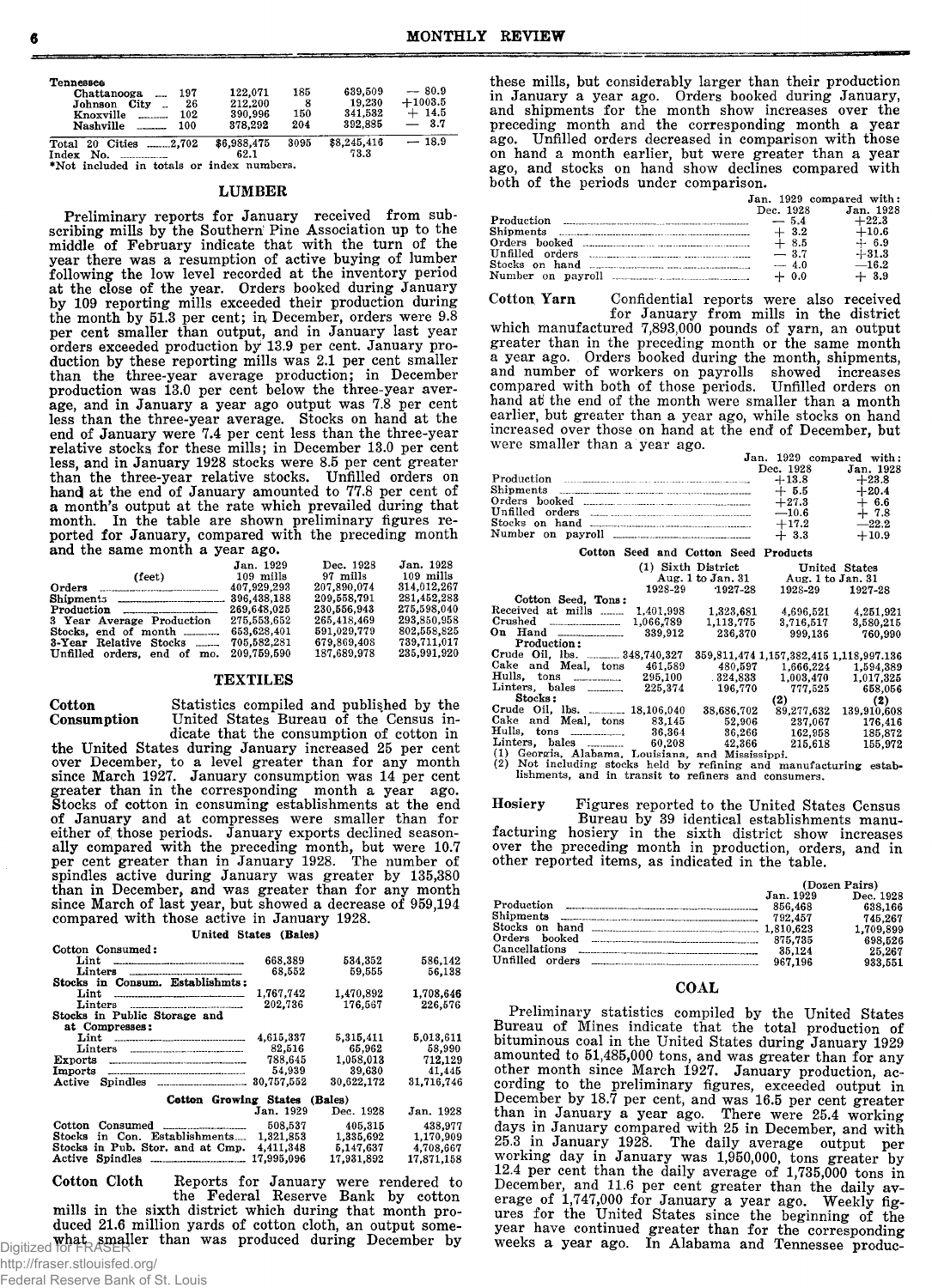| Tennessee | | | | | |
|---|---|---|---|---|---|
| Chattanooga | 197 | 122,071 | 185 | 639,509 | — 80.9 |
| Johnson City | 26 | 212,200 | 8 | 19,230 | +1003.5 |
| Knoxville | 102 | 390,996 | 150 | 341,532 | + 14.5 |
| Nashville | 100 | 378,292 | 204 | 392,885 | — 3.7 |
| Total 20 Cities | 2,702 | $6,988,475 | 3095 | $8,245,416 | — 18.9 |
| Index No. | | 62.1 | | 73.3 | |

*Not included in totals or index numbers.

## LUMBER

Preliminary reports for January received from subscribing mills by the Southern Pine Association up to the middle of February indicate that with the turn of the year there was a resumption of active buying of lumber following the low level recorded at the inventory period at the close of the year. Orders booked during January by 109 reporting mills exceeded their production during the month by 51.3 per cent; in December, orders were 9.8 per cent smaller than output, and in January last year orders exceeded production by 13.9 per cent. January production by these reporting mills was 2.1 per cent smaller than the three-year average production; in December production was 13.0 per cent below the three-year average, and in January a year ago output was 7.8 per cent less than the three-year average. Stocks on hand at the end of January were 7.4 per cent less than the three-year relative stocks for these mills; in December 13.0 per cent less, and in January 1928 stocks were 8.5 per cent greater than the three-year relative stocks. Unfilled orders on hand at the end of January amounted to 77.8 per cent of a month's output at the rate which prevailed during that month. In the table are shown preliminary figures reported for January, compared with the preceding month and the same month a year ago.

| (feet) | Jan. 1929 109 mills | Dec. 1928 97 mills | Jan. 1928 109 mills |
|---|---|---|---|
| Orders | 407,929,293 | 207,890,074 | 314,012,267 |
| Shipments | 396,438,188 | 209,558,791 | 281,452,283 |
| Production | 269,648,025 | 230,556,943 | 275,598,040 |
| 3 Year Average Production | 275,553,652 | 265,418,469 | 293,850,958 |
| Stocks, end of month | 653,628,401 | 591,029,779 | 802,558,825 |
| 3-Year Relative Stocks | 705,582,281 | 679,869,408 | 739,711,017 |
| Unfilled orders, end of mo. | 209,759,590 | 187,689,978 | 235,991,920 |

## TEXTILES

**Cotton Consumption** Statistics compiled and published by the United States Bureau of the Census indicate that the consumption of cotton in the United States during January increased 25 per cent over December, to a level greater than for any month since March 1927. January consumption was 14 per cent greater than in the corresponding month a year ago. Stocks of cotton in consuming establishments at the end of January and at compresses were smaller than for either of those periods. January exports declined seasonally compared with the preceding month, but were 10.7 per cent greater than in January 1928. The number of spindles active during January was greater by 135,380 than in December, and was greater than for any month since March of last year, but showed a decrease of 959,194 compared with those active in January 1928.

United States (Bales)

| | | | |
|---|---|---|---|
| Cotton Consumed: | | | |
| Lint | 668,389 | 534,352 | 586,142 |
| Linters | 68,552 | 59,555 | 56,138 |
| Stocks in Consum. Establishmts: | | | |
| Lint | 1,767,742 | 1,470,892 | 1,708,646 |
| Linters | 202,736 | 176,567 | 226,576 |
| Stocks in Public Storage and at Compresses: | | | |
| Lint | 4,615,337 | 5,315,411 | 5,013,611 |
| Linters | 82,516 | 65,962 | 58,990 |
| Exports | 788,645 | 1,058,013 | 712,129 |
| Imports | 54,939 | 39,630 | 41,445 |
| Active Spindles | 30,757,552 | 30,622,172 | 31,716,746 |

Cotton Growing States (Bales)

| | Jan. 1929 | Dec. 1928 | Jan. 1928 |
|---|---|---|---|
| Cotton Consumed | 508,537 | 405,315 | 438,977 |
| Stocks in Cons. Establishments | 1,321,853 | 1,335,692 | 1,170,909 |
| Stocks in Pub. Stor. and at Cmp. | 4,411,348 | 5,147,637 | 4,708,667 |
| Active Spindles | 17,995,096 | 17,931,892 | 17,871,158 |

**Cotton Cloth** Reports for January were rendered to the Federal Reserve Bank by cotton mills in the sixth district which during that month produced 21.6 million yards of cotton cloth, an output somewhat smaller than was produced during December by these mills, but considerably larger than their production in January a year ago. Orders booked during January, and shipments for the month show increases over the preceding month and the corresponding month a year ago. Unfilled orders decreased in comparison with those on hand a month earlier, but were greater than a year ago, and stocks on hand show declines compared with both of the periods under comparison.

| | Jan. 1929 compared with: Dec. 1928 | Jan. 1928 |
|---|---|---|
| Production | — 5.4 | +22.3 |
| Shipments | + 3.2 | +10.6 |
| Orders booked | + 8.5 | + 6.9 |
| Unfilled orders | — 3.7 | +31.3 |
| Stocks on hand | — 4.0 | —16.2 |
| Number on payroll | + 0.0 | + 3.9 |

**Cotton Yarn** Confidential reports were also received for January from mills in the district which manufactured 7,893,000 pounds of yarn, an output greater than in the preceding month or the same month a year ago. Orders booked during the month, shipments, and number of workers on payrolls showed increases compared with both of those periods. Unfilled orders on hand at the end of the month were smaller than a month earlier, but greater than a year ago, while stocks on hand increased over those on hand at the end of December, but were smaller than a year ago.

| | Jan. 1929 compared with: Dec. 1928 | Jan. 1928 |
|---|---|---|
| Production | +13.8 | +23.8 |
| Shipments | + 5.5 | +20.4 |
| Orders booked | +27.3 | + 6.6 |
| Unfilled orders | —10.6 | + 7.8 |
| Stocks on hand | +17.2 | —22.2 |
| Number on payroll | + 3.3 | +10.9 |

Cotton Seed and Cotton Seed Products

| | (1) Sixth District Aug. 1 to Jan. 31 | | United States Aug. 1 to Jan. 31 | |
|---|---|---|---|---|
| | 1928-29 | 1927-28 | 1928-29 | 1927-28 |
| Cotton Seed, Tons: | | | | |
| Received at mills | 1,401,998 | 1,323,681 | 4,696,521 | 4,251,921 |
| Crushed | 1,066,789 | 1,113,775 | 3,716,517 | 3,580,215 |
| On Hand | 339,912 | 236,370 | 999,136 | 760,990 |
| Production: | | | | |
| Crude Oil, lbs. | 348,740,327 | 359,811,474 | 1,157,382,415 | 1,118,997,136 |
| Cake and Meal, tons | 461,589 | 480,597 | 1,666,224 | 1,594,389 |
| Hulls, tons | 295,100 | 324,833 | 1,003,470 | 1,017,325 |
| Linters, bales | 225,374 | 196,770 | 777,525 | 658,056 |
| Stocks: | | | (2) | (2) |
| Crude Oil, lbs. | 18,106,040 | 38,686,702 | 89,277,632 | 139,910,608 |
| Cake and Meal, tons | 83,145 | 52,906 | 237,067 | 176,416 |
| Hulls, tons | 36,364 | 36,266 | 162,958 | 185,872 |
| Linters, bales | 60,208 | 42,366 | 215,618 | 155,972 |

(1) Georgia, Alabama, Louisiana, and Mississippi.
(2) Not including stocks held by refining and manufacturing establishments, and in transit to refiners and consumers.

**Hosiery** Figures reported to the United States Census Bureau by 39 identical establishments manufacturing hosiery in the sixth district show increases over the preceding month in production, orders, and in other reported items, as indicated in the table.

| (Dozen Pairs) | Jan. 1929 | Dec. 1928 |
|---|---|---|
| Production | 856,468 | 638,166 |
| Shipments | 792,457 | 745,267 |
| Stocks on hand | 1,810,623 | 1,709,899 |
| Orders booked | 875,735 | 698,526 |
| Cancellations | 35,124 | 25,267 |
| Unfilled orders | 967,196 | 933,551 |

## COAL

Preliminary statistics compiled by the United States Bureau of Mines indicate that the total production of bituminous coal in the United States during January 1929 amounted to 51,485,000 tons, and was greater than for any other month since March 1927. January production, according to the preliminary figures, exceeded output in December by 18.7 per cent, and was 16.5 per cent greater than in January a year ago. There were 25.4 working days in January compared with 25 in December, and with 25.3 in January 1928. The daily average output per working day in January was 1,950,000, tons greater by 12.4 per cent than the daily average of 1,735,000 tons in December, and 11.6 per cent greater than the daily average of 1,747,000 for January a year ago. Weekly figures for the United States since the beginning of the year have continued greater than for the corresponding weeks a year ago. In Alabama and Tennessee produc-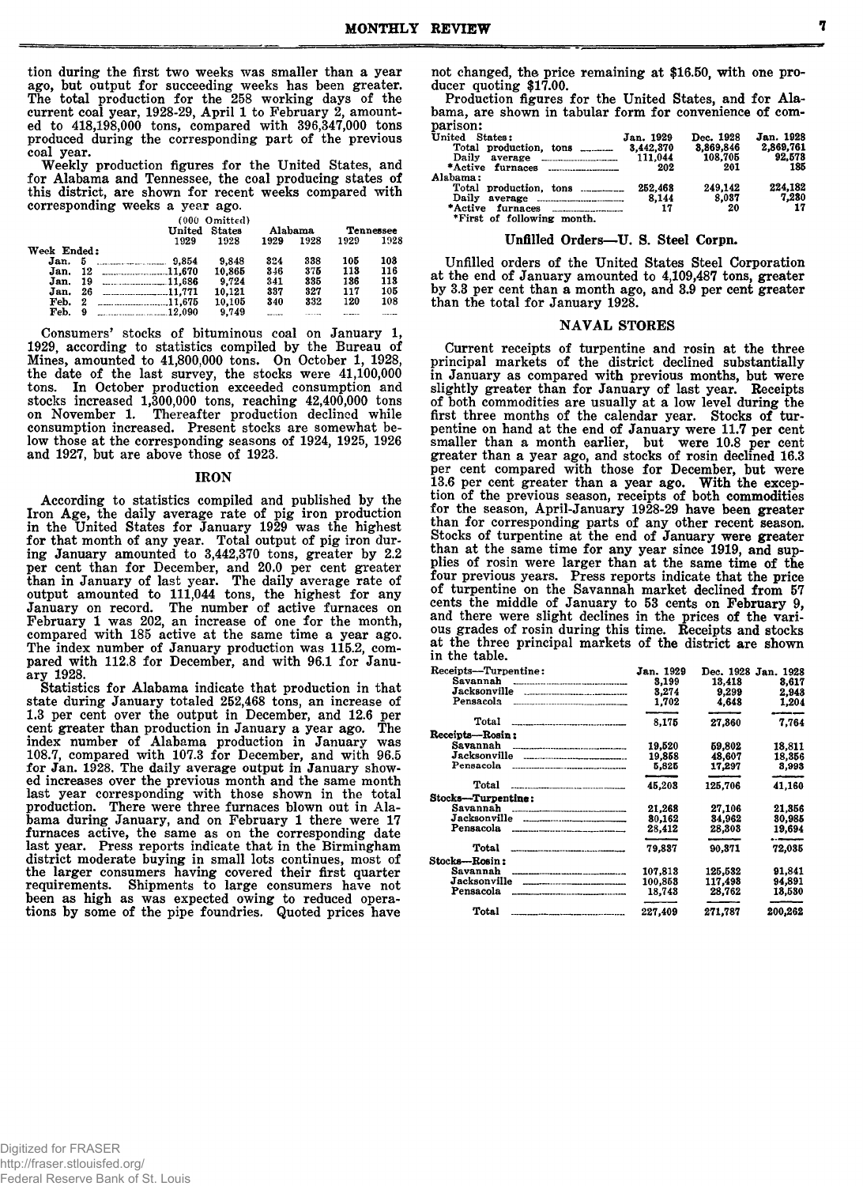tion during the first two weeks was smaller than a year ago, but output for succeeding weeks has been greater. The total production for the 258 working days of the current coal year, 1928-29, April 1 to February 2, amounted to 418,198,000 tons, compared with 396,347,000 tons produced during the corresponding part of the previous coal year.

Weekly production figures for the United States, and for Alabama and Tennessee, the coal producing states of this district, are shown for recent weeks compared with corresponding weeks a year ago.

(000 Omitted)

| Week Ended: | United States 1929 | United States 1928 | Alabama 1929 | Alabama 1928 | Tennessee 1929 | Tennessee 1928 |
|---|---|---|---|---|---|---|
| Jan. 5 | 9,854 | 9,848 | 324 | 338 | 105 | 103 |
| Jan. 12 | 11,670 | 10,865 | 346 | 375 | 113 | 116 |
| Jan. 19 | 11,686 | 9,724 | 341 | 335 | 136 | 113 |
| Jan. 26 | 11,771 | 10,121 | 337 | 327 | 117 | 105 |
| Feb. 2 | 11,675 | 10,105 | 340 | 332 | 120 | 108 |
| Feb. 9 | 12,090 | 9,749 | ...... | ...... | ...... | ...... |

Consumers' stocks of bituminous coal on January 1, 1929, according to statistics compiled by the Bureau of Mines, amounted to 41,800,000 tons. On October 1, 1928, the date of the last survey, the stocks were 41,100,000 tons. In October production exceeded consumption and stocks increased 1,300,000 tons, reaching 42,400,000 tons on November 1. Thereafter production declined while consumption increased. Present stocks are somewhat below those at the corresponding seasons of 1924, 1925, 1926 and 1927, but are above those of 1923.

## IRON

According to statistics compiled and published by the Iron Age, the daily average rate of pig iron production in the United States for January 1929 was the highest for that month of any year. Total output of pig iron during January amounted to 3,442,370 tons, greater by 2.2 per cent than for December, and 20.0 per cent greater than in January of last year. The daily average rate of output amounted to 111,044 tons, the highest for any January on record. The number of active furnaces on February 1 was 202, an increase of one for the month, compared with 185 active at the same time a year ago. The index number of January production was 115.2, compared with 112.8 for December, and with 96.1 for January 1928.

Statistics for Alabama indicate that production in that state during January totaled 252,468 tons, an increase of 1.3 per cent over the output in December, and 12.6 per cent greater than production in January a year ago. The index number of Alabama production in January was 108.7, compared with 107.3 for December, and with 96.5 for Jan. 1928. The daily average output in January showed increases over the previous month and the same month last year corresponding with those shown in the total production. There were three furnaces blown out in Alabama during January, and on February 1 there were 17 furnaces active, the same as on the corresponding date last year. Press reports indicate that in the Birmingham district moderate buying in small lots continues, most of the larger consumers having covered their first quarter requirements. Shipments to large consumers have not been as high as was expected owing to reduced operations by some of the pipe foundries. Quoted prices have not changed, the price remaining at $16.50, with one producer quoting $17.00.

Production figures for the United States, and for Alabama, are shown in tabular form for convenience of comparison:

| | Jan. 1929 | Dec. 1928 | Jan. 1928 |
|---|---|---|---|
| United States: | | | |
| Total production, tons | 3,442,370 | 3,369,846 | 2,869,761 |
| Daily average | 111,044 | 108,705 | 92,573 |
| *Active furnaces | 202 | 201 | 185 |
| Alabama: | | | |
| Total production, tons | 252,468 | 249,142 | 224,182 |
| Daily average | 8,144 | 8,037 | 7,230 |
| *Active furnaces | 17 | 20 | 17 |

*First of following month.

### Unfilled Orders—U. S. Steel Corpn.

Unfilled orders of the United States Steel Corporation at the end of January amounted to 4,109,487 tons, greater by 3.3 per cent than a month ago, and 3.9 per cent greater than the total for January 1928.

## NAVAL STORES

Current receipts of turpentine and rosin at the three principal markets of the district declined substantially in January as compared with previous months, but were slightly greater than for January of last year. Receipts of both commodities are usually at a low level during the first three months of the calendar year. Stocks of turpentine on hand at the end of January were 11.7 per cent smaller than a month earlier, but were 10.8 per cent greater than a year ago, and stocks of rosin declined 16.3 per cent compared with those for December, but were 13.6 per cent greater than a year ago. With the exception of the previous season, receipts of both commodities for the season, April-January 1928-29 have been greater than for corresponding parts of any other recent season. Stocks of turpentine at the end of January were greater than at the same time for any year since 1919, and supplies of rosin were larger than at the same time of the four previous years. Press reports indicate that the price of turpentine on the Savannah market declined from 57 cents the middle of January to 53 cents on February 9, and there were slight declines in the prices of the various grades of rosin during this time. Receipts and stocks at the three principal markets of the district are shown in the table.

| | Jan. 1929 | Dec. 1928 | Jan. 1928 |
|---|---|---|---|
| Receipts—Turpentine: | | | |
| Savannah | 3,199 | 13,418 | 3,617 |
| Jacksonville | 3,274 | 9,299 | 2,943 |
| Pensacola | 1,702 | 4,643 | 1,204 |
| Total | 8,175 | 27,360 | 7,764 |
| Receipts—Rosin: | | | |
| Savannah | 19,520 | 59,802 | 18,811 |
| Jacksonville | 19,858 | 48,607 | 18,356 |
| Pensacola | 5,825 | 17,297 | 3,993 |
| Total | 45,203 | 125,706 | 41,160 |
| Stocks—Turpentine: | | | |
| Savannah | 21,263 | 27,106 | 21,356 |
| Jacksonville | 30,162 | 34,962 | 30,985 |
| Pensacola | 28,412 | 28,303 | 19,694 |
| Total | 79,837 | 90,371 | 72,035 |
| Stocks—Rosin: | | | |
| Savannah | 107,813 | 125,532 | 91,841 |
| Jacksonville | 100,853 | 117,493 | 94,891 |
| Pensacola | 18,743 | 28,762 | 13,530 |
| Total | 227,409 | 271,787 | 200,262 |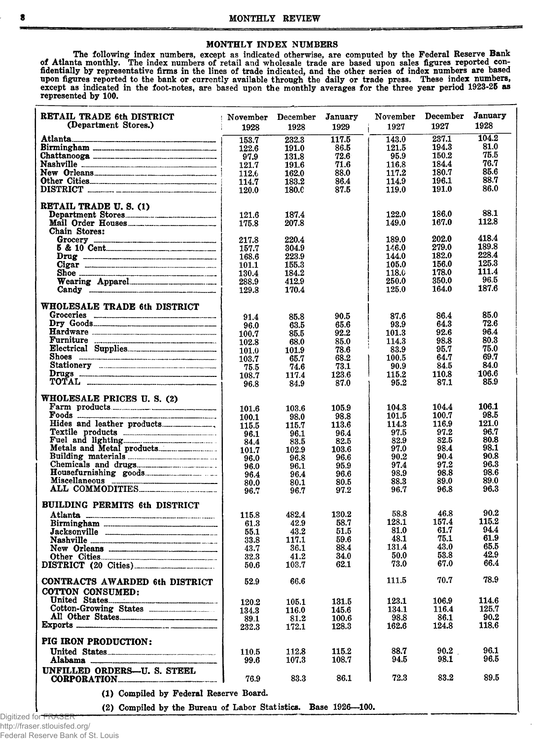## MONTHLY INDEX NUMBERS

The following index numbers, except as indicated otherwise, are computed by the Federal Reserve Bank of Atlanta monthly. The index numbers of retail and wholesale trade are based upon sales figures reported confidentially by representative firms in the lines of trade indicated, and the other series of index numbers are based upon figures reported to the bank or currently available through the daily or trade press. These index numbers, except as indicated in the foot-notes, are based upon the monthly averages for the three year period 1923-25 as represented by 100.

| | November 1928 | December 1928 | January 1929 | November 1927 | December 1927 | January 1928 |
|---|---|---|---|---|---|---|
| **RETAIL TRADE 6th DISTRICT (Department Stores.)** | | | | | | |
| Atlanta | 153.7 | 232.3 | 117.5 | 143.0 | 237.1 | 104.2 |
| Birmingham | 122.6 | 191.0 | 86.5 | 121.5 | 194.3 | 81.0 |
| Chattanooga | 97.9 | 131.8 | 72.6 | 95.9 | 150.2 | 75.5 |
| Nashville | 121.7 | 191.6 | 71.6 | 116.8 | 184.4 | 76.7 |
| New Orleans | 112.6 | 162.0 | 88.0 | 117.2 | 180.7 | 85.6 |
| Other Cities | 114.7 | 183.2 | 86.4 | 114.9 | 196.1 | 88.7 |
| DISTRICT | 120.0 | 180.0 | 87.5 | 119.0 | 191.0 | 86.0 |
| **RETAIL TRADE U. S. (1)** | | | | | | |
| Department Stores | 121.6 | 187.4 | | 122.0 | 186.0 | 88.1 |
| Mail Order Houses | 175.8 | 207.8 | | 149.0 | 167.0 | 112.8 |
| Chain Stores: | | | | | | |
| Grocery | 217.8 | 220.4 | | 189.0 | 202.0 | 418.4 |
| 5 & 10 Cent | 157.7 | 304.9 | | 146.0 | 279.0 | 189.8 |
| Drug | 168.6 | 223.9 | | 144.0 | 182.0 | 228.4 |
| Cigar | 101.1 | 155.3 | | 105.0 | 156.0 | 125.3 |
| Shoe | 130.4 | 184.2 | | 118.0 | 178.0 | 111.4 |
| Wearing Apparel | 288.9 | 412.9 | | 250.0 | 350.0 | 96.5 |
| Candy | 129.3 | 170.4 | | 125.0 | 164.0 | 187.6 |
| **WHOLESALE TRADE 6th DISTRICT** | | | | | | |
| Groceries | 91.4 | 85.8 | 90.5 | 87.6 | 86.4 | 85.0 |
| Dry Goods | 96.0 | 63.5 | 65.6 | 93.9 | 64.3 | 72.6 |
| Hardware | 100.7 | 85.5 | 92.2 | 101.3 | 92.6 | 96.4 |
| Furniture | 102.8 | 68.0 | 85.0 | 114.3 | 98.8 | 80.3 |
| Electrical Supplies | 101.0 | 101.9 | 78.6 | 83.9 | 95.7 | 75.0 |
| Shoes | 103.7 | 65.7 | 68.2 | 100.5 | 64.7 | 69.7 |
| Stationery | 75.5 | 74.6 | 73.1 | 90.9 | 84.5 | 84.0 |
| Drugs | 108.7 | 117.4 | 123.6 | 115.2 | 110.8 | 106.6 |
| TOTAL | 96.8 | 84.9 | 87.0 | 95.2 | 87.1 | 85.9 |
| **WHOLESALE PRICES U. S. (2)** | | | | | | |
| Farm products | 101.6 | 103.6 | 105.9 | 104.3 | 104.4 | 106.1 |
| Foods | 100.1 | 98.0 | 98.8 | 101.5 | 100.7 | 98.5 |
| Hides and leather products | 115.5 | 115.7 | 113.6 | 114.3 | 116.9 | 121.0 |
| Textile products | 96.1 | 96.1 | 96.4 | 97.5 | 97.2 | 96.7 |
| Fuel and lighting | 84.4 | 83.5 | 82.5 | 82.9 | 82.5 | 80.8 |
| Metals and Metal products | 101.7 | 102.9 | 103.6 | 97.0 | 98.4 | 98.1 |
| Building materials | 96.0 | 96.8 | 96.6 | 90.2 | 90.4 | 90.8 |
| Chemicals and drugs | 96.0 | 96.1 | 95.9 | 97.4 | 97.2 | 96.3 |
| Housefurnishing goods | 96.4 | 96.4 | 96.6 | 98.9 | 98.8 | 98.6 |
| Miscellaneous | 80.0 | 80.1 | 80.5 | 88.3 | 89.0 | 89.0 |
| ALL COMMODITIES | 96.7 | 96.7 | 97.2 | 96.7 | 96.8 | 96.3 |
| **BUILDING PERMITS 6th DISTRICT** | | | | | | |
| Atlanta | 115.8 | 482.4 | 130.2 | 58.8 | 46.8 | 90.2 |
| Birmingham | 61.3 | 42.9 | 58.7 | 128.1 | 157.4 | 115.2 |
| Jacksonville | 55.1 | 43.2 | 51.5 | 81.0 | 61.7 | 94.4 |
| Nashville | 33.8 | 117.1 | 59.6 | 48.1 | 75.1 | 61.9 |
| New Orleans | 43.7 | 36.1 | 88.4 | 131.4 | 43.0 | 65.5 |
| Other Cities | 32.3 | 41.2 | 34.0 | 50.0 | 53.8 | 42.9 |
| DISTRICT (20 Cities) | 50.6 | 103.7 | 62.1 | 73.0 | 67.0 | 66.4 |
| **CONTRACTS AWARDED 6th DISTRICT** | 52.9 | 66.6 | | 111.5 | 70.7 | 78.9 |
| **COTTON CONSUMED:** | | | | | | |
| United States | 120.2 | 105.1 | 131.5 | 123.1 | 106.9 | 114.6 |
| Cotton-Growing States | 134.3 | 116.0 | 145.6 | 134.1 | 116.4 | 125.7 |
| All Other States | 89.1 | 81.2 | 100.6 | 98.8 | 86.1 | 90.2 |
| Exports | 232.3 | 172.1 | 128.3 | 162.6 | 124.8 | 118.6 |
| **PIG IRON PRODUCTION:** | | | | | | |
| United States | 110.5 | 112.8 | 115.2 | 88.7 | 90.2 | 96.1 |
| Alabama | 99.6 | 107.3 | 108.7 | 94.5 | 98.1 | 96.5 |
| **UNFILLED ORDERS—U. S. STEEL CORPORATION** | 76.9 | 83.3 | 86.1 | 72.3 | 83.2 | 89.5 |

(1) Compiled by Federal Reserve Board.

(2) Compiled by the Bureau of Labor Statistics. Base 1926—100.